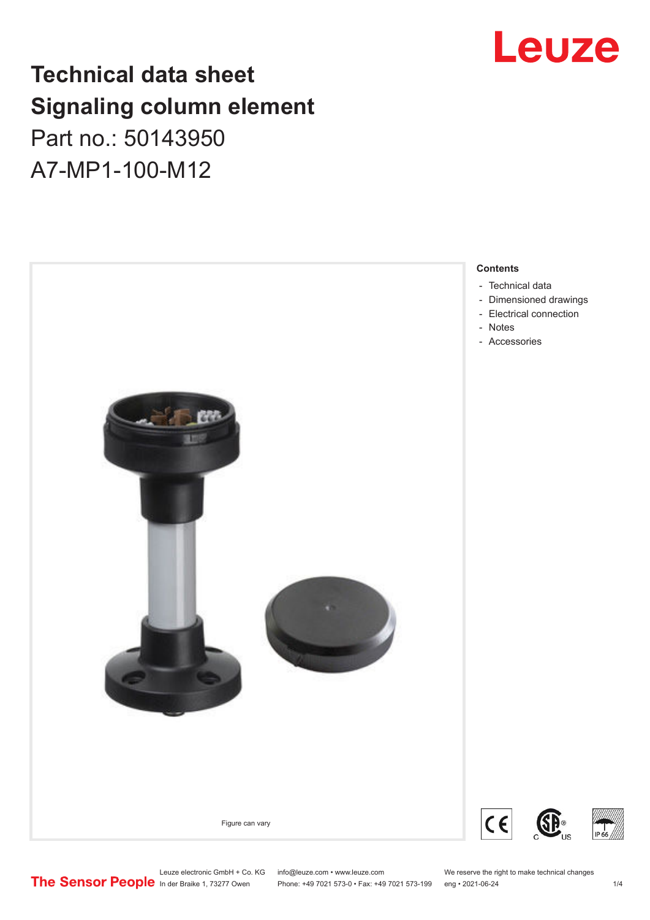# Technical data sheet
# Signaling column element

Part no.: 50143950

A7-MP1-100-M12

Figure can vary

**Contents**

- Technical data
- Dimensioned drawings
- Electrical connection
- Notes
- Accessories

Leuze electronic GmbH + Co. KG
In der Braike 1, 73277 Owen

info@leuze.com • www.leuze.com
Phone: +49 7021 573-0 • Fax: +49 7021 573-199

We reserve the right to make technical changes
eng • 2021-06-24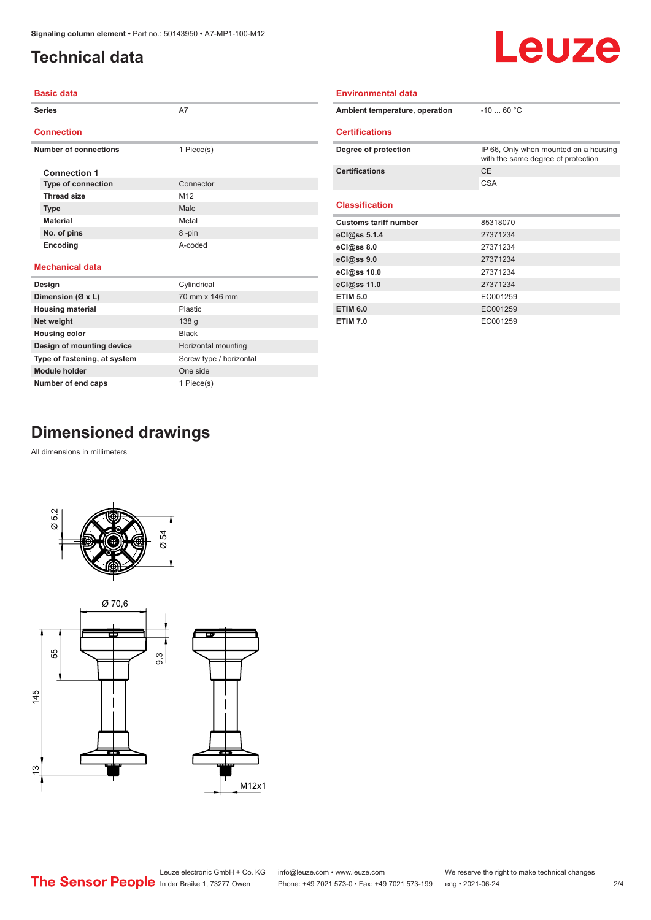# Technical data

## Basic data

| | |
|---|---|
| Series | A7 |

## Connection

| | |
|---|---|
| Number of connections | 1 Piece(s) |

### Connection 1

| | |
|---|---|
| Type of connection | Connector |
| Thread size | M12 |
| Type | Male |
| Material | Metal |
| No. of pins | 8 -pin |
| Encoding | A-coded |

## Mechanical data

| | |
|---|---|
| Design | Cylindrical |
| Dimension (Ø x L) | 70 mm x 146 mm |
| Housing material | Plastic |
| Net weight | 138 g |
| Housing color | Black |
| Design of mounting device | Horizontal mounting |
| Type of fastening, at system | Screw type / horizontal |
| Module holder | One side |
| Number of end caps | 1 Piece(s) |

## Environmental data

| | |
|---|---|
| Ambient temperature, operation | -10 ... 60 °C |

## Certifications

| | |
|---|---|
| Degree of protection | IP 66, Only when mounted on a housing with the same degree of protection |
| Certifications | CE |
| | CSA |

## Classification

| | |
|---|---|
| Customs tariff number | 85318070 |
| eCl@ss 5.1.4 | 27371234 |
| eCl@ss 8.0 | 27371234 |
| eCl@ss 9.0 | 27371234 |
| eCl@ss 10.0 | 27371234 |
| eCl@ss 11.0 | 27371234 |
| ETIM 5.0 | EC001259 |
| ETIM 6.0 | EC001259 |
| ETIM 7.0 | EC001259 |

# Dimensioned drawings

All dimensions in millimeters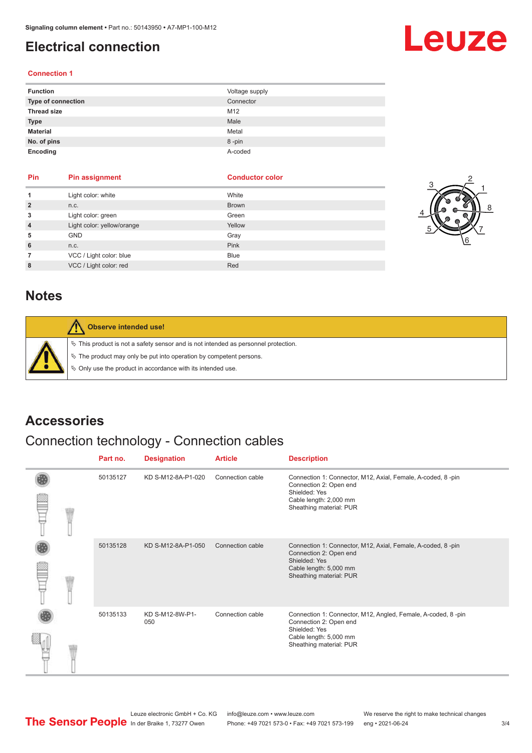# Electrical connection

### Connection 1

| | |
|---|---|
| **Function** | Voltage supply |
| **Type of connection** | Connector |
| **Thread size** | M12 |
| **Type** | Male |
| **Material** | Metal |
| **No. of pins** | 8 -pin |
| **Encoding** | A-coded |

| Pin | Pin assignment | Conductor color |
|---|---|---|
| 1 | Light color: white | White |
| 2 | n.c. | Brown |
| 3 | Light color: green | Green |
| 4 | Light color: yellow/orange | Yellow |
| 5 | GND | Gray |
| 6 | n.c. | Pink |
| 7 | VCC / Light color: blue | Blue |
| 8 | VCC / Light color: red | Red |

# Notes

**Observe intended use!**

- This product is not a safety sensor and is not intended as personnel protection.
- The product may only be put into operation by competent persons.
- Only use the product in accordance with its intended use.

# Accessories

## Connection technology - Connection cables

| Part no. | Designation | Article | Description |
|---|---|---|---|
| 50135127 | KD S-M12-8A-P1-020 | Connection cable | Connection 1: Connector, M12, Axial, Female, A-coded, 8 -pin<br>Connection 2: Open end<br>Shielded: Yes<br>Cable length: 2,000 mm<br>Sheathing material: PUR |
| 50135128 | KD S-M12-8A-P1-050 | Connection cable | Connection 1: Connector, M12, Axial, Female, A-coded, 8 -pin<br>Connection 2: Open end<br>Shielded: Yes<br>Cable length: 5,000 mm<br>Sheathing material: PUR |
| 50135133 | KD S-M12-8W-P1-050 | Connection cable | Connection 1: Connector, M12, Angled, Female, A-coded, 8 -pin<br>Connection 2: Open end<br>Shielded: Yes<br>Cable length: 5,000 mm<br>Sheathing material: PUR |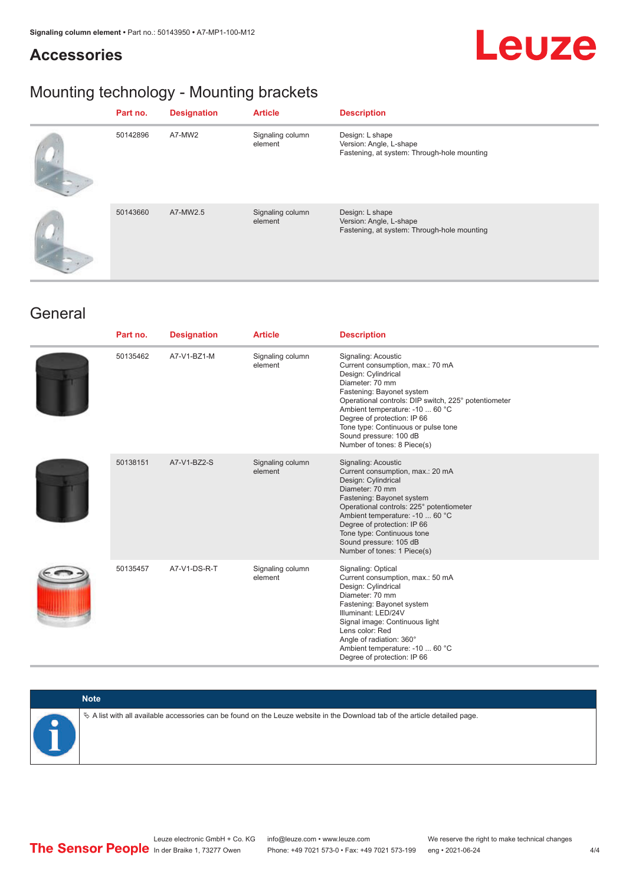# Accessories

## Mounting technology - Mounting brackets

| | Part no. | Designation | Article | Description |
|---|---|---|---|---|
| | 50142896 | A7-MW2 | Signaling column element | Design: L shape<br>Version: Angle, L-shape<br>Fastening, at system: Through-hole mounting |
| | 50143660 | A7-MW2.5 | Signaling column element | Design: L shape<br>Version: Angle, L-shape<br>Fastening, at system: Through-hole mounting |

## General

| | Part no. | Designation | Article | Description |
|---|---|---|---|---|
| | 50135462 | A7-V1-BZ1-M | Signaling column element | Signaling: Acoustic<br>Current consumption, max.: 70 mA<br>Design: Cylindrical<br>Diameter: 70 mm<br>Fastening: Bayonet system<br>Operational controls: DIP switch, 225° potentiometer<br>Ambient temperature: -10 ... 60 °C<br>Degree of protection: IP 66<br>Tone type: Continuous or pulse tone<br>Sound pressure: 100 dB<br>Number of tones: 8 Piece(s) |
| | 50138151 | A7-V1-BZ2-S | Signaling column element | Signaling: Acoustic<br>Current consumption, max.: 20 mA<br>Design: Cylindrical<br>Diameter: 70 mm<br>Fastening: Bayonet system<br>Operational controls: 225° potentiometer<br>Ambient temperature: -10 ... 60 °C<br>Degree of protection: IP 66<br>Tone type: Continuous tone<br>Sound pressure: 105 dB<br>Number of tones: 1 Piece(s) |
| | 50135457 | A7-V1-DS-R-T | Signaling column element | Signaling: Optical<br>Current consumption, max.: 50 mA<br>Design: Cylindrical<br>Diameter: 70 mm<br>Fastening: Bayonet system<br>Illuminant: LED/24V<br>Signal image: Continuous light<br>Lens color: Red<br>Angle of radiation: 360°<br>Ambient temperature: -10 ... 60 °C<br>Degree of protection: IP 66 |

**Note**

A list with all available accessories can be found on the Leuze website in the Download tab of the article detailed page.